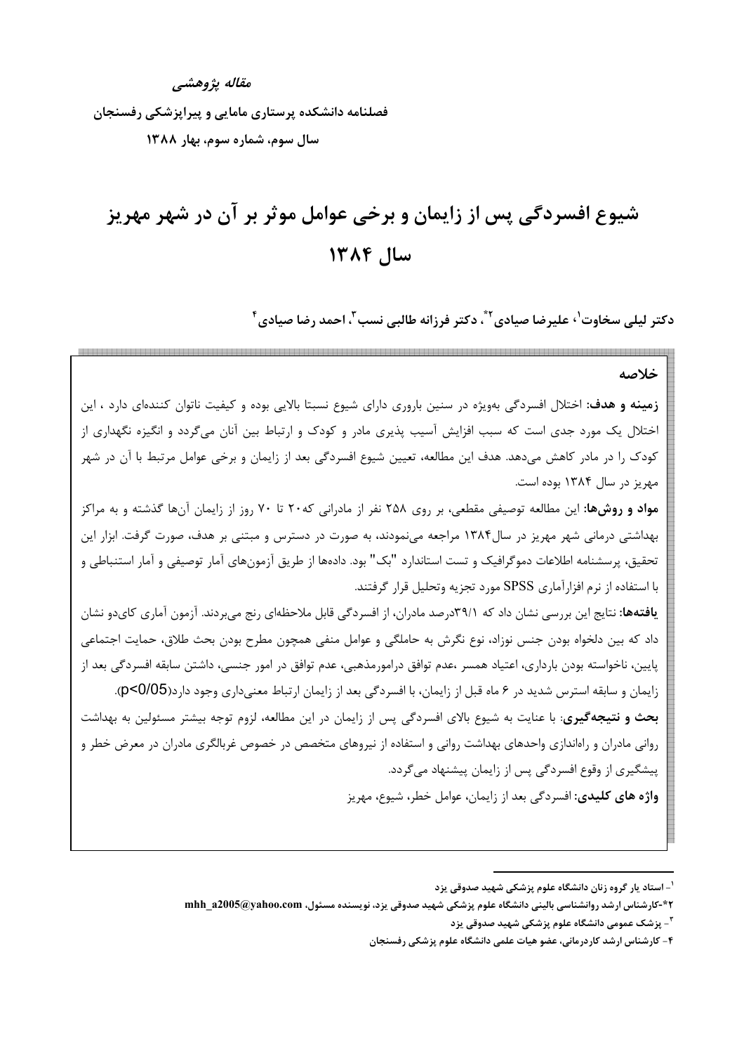*مقاله پژوهشی*

**فصلنامه دانشکده پرستاری مامایی و پیراپزشکی رفسنجان**

**سال سوم، شماره سوم، بهار ۱۳۸۸**

# شیوع افسردگی پس از زایمان و برخی عوامل موثر بر آن در شهر مهریز سال ۱۳۸۴

**دکتر لیلی سخاوت[1]، علیرضا صیادی[2*]، دکتر فرزانه طالبی نسب[3]، احمد رضا صیادی[4]**

## خلاصه

**زمینه و هدف:** اختلال افسردگی بویژه در سنین باروری دارای شیوع نسبتا بالایی بوده و کیفیت ناتوان کننده‌ای دارد ، این اختلال یک مورد جدی است که سبب افزایش آسیب پذیری مادر و کودک و ارتباط بین آنان می‌گردد و انگیزه نگهداری از کودک را در مادر کاهش می‌دهد. هدف این مطالعه، تعیین شیوع افسردگی بعد از زایمان و برخی عوامل مرتبط با آن در شهر مهریز در سال ۱۳۸۴ بوده است.

**مواد و روش‌ها:** این مطالعه توصیفی مقطعی، بر روی ۲۵۸ نفر از مادرانی که۲۰ تا ۷۰ روز از زایمان آن‌ها گذشته و به مراکز بهداشتی درمانی شهر مهریز در سال۱۳۸۴ مراجعه می‌نمودند، به صورت در دسترس و مبتنی بر هدف، صورت گرفت. ابزار این تحقیق، پرسشنامه اطلاعات دموگرافیک و تست استاندارد "بک" بود. داده‌ها از طریق آزمون‌های آمار توصیفی و آمار استنباطی و با استفاده از نرم افزارآماری SPSS مورد تجزیه وتحلیل قرار گرفتند.

**یافته‌ها:** نتایج این بررسی نشان داد که ۳۹/۱درصد مادران، از افسردگی قابل ملاحظه‌ای رنج می‌بردند. آزمون آماری کای‌دو نشان داد که بین دلخواه بودن جنس نوزاد، نوع نگرش به حاملگی و عوامل منفی همچون مطرح بودن بحث طلاق، حمایت اجتماعی پایین، ناخواسته بودن بارداری، اعتیاد همسر ،عدم توافق درامورمذهبی، عدم توافق در امور جنسی، داشتن سابقه افسردگی بعد از زایمان و سابقه استرس شدید در ۶ ماه قبل از زایمان، با افسردگی بعد از زایمان ارتباط معنی‌داری وجود دارد($p<0/05$).

**بحث و نتیجه‌گیری:** با عنایت به شیوع بالای افسردگی پس از زایمان در این مطالعه، لزوم توجه بیشتر مسئولین به بهداشت روانی مادران و راه‌اندازی واحدهای بهداشت روانی و استفاده از نیروهای متخصص در خصوص غربالگری مادران در معرض خطر و پیشگیری از وقوع افسردگی پس از زایمان پیشنهاد می‌گردد.

**واژه های کلیدی:** افسردگی بعد از زایمان، عوامل خطر، شیوع، مهریز

---

[1]- استاد یار گروه زنان دانشگاه علوم پزشکی شهید صدوقی یزد

[2*]-کارشناس ارشد روانشناسی بالینی دانشگاه علوم پزشکی شهید صدوقی یزد، نویسنده مسئول، mhh_a2005@yahoo.com

[3]- پزشک عمومی دانشگاه علوم پزشکی شهید صدوقی یزد

[4]- کارشناس ارشد کاردرمانی، عضو هیات علمی دانشگاه علوم پزشکی رفسنجان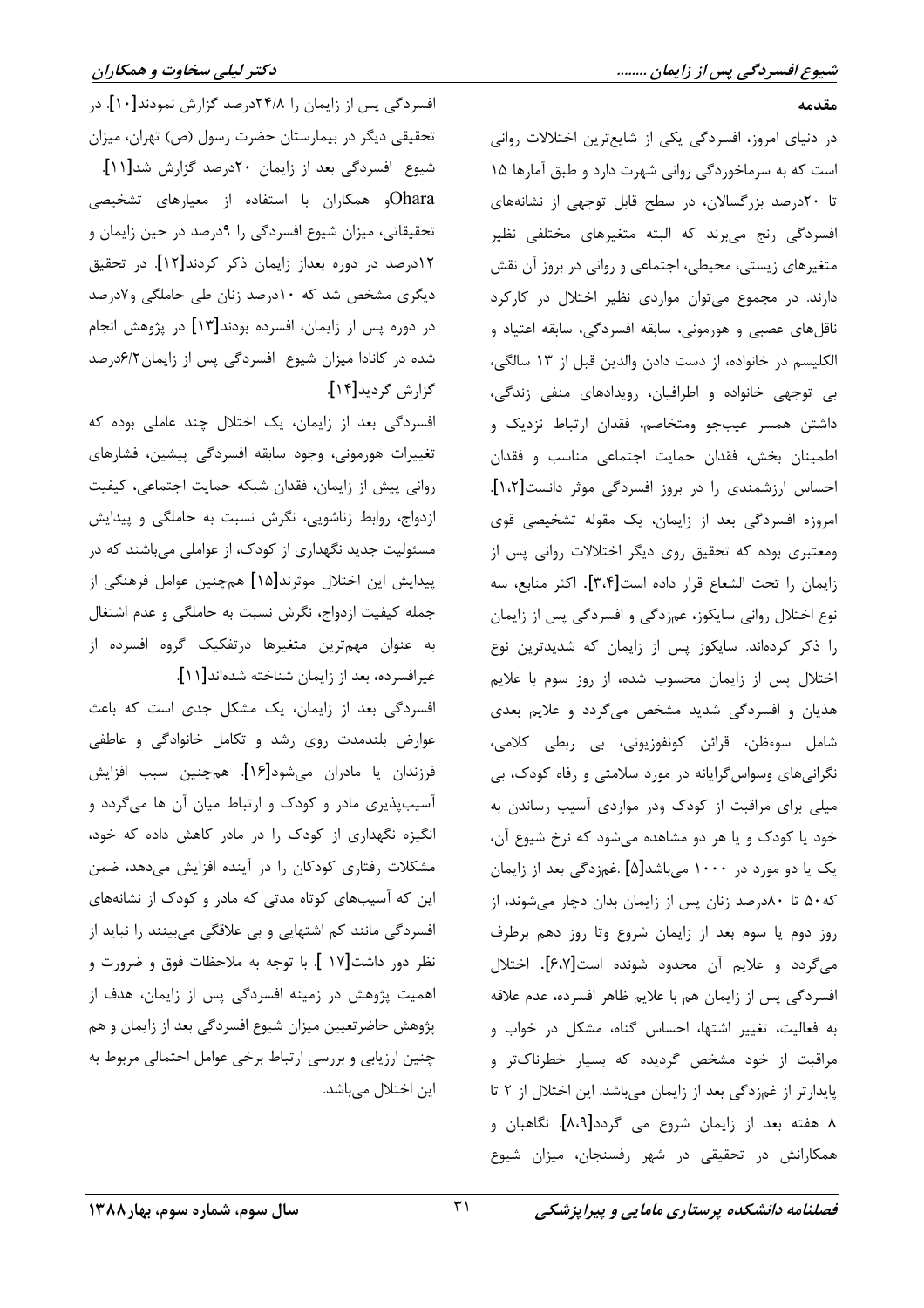## مقدمه

در دنیای امروز، افسردگی یکی از شایع‌ترین اختلالات روانی است که به سرماخوردگی روانی شهرت دارد و طبق آمارها ۱۵ تا ۲۰درصد بزرگسالان، در سطح قابل توجهی از نشانه‌های افسردگی رنج می‌برند که البته متغیرهای مختلفی نظیر متغیرهای زیستی، محیطی، اجتماعی و روانی در بروز آن نقش دارند. در مجموع می‌توان مواردی نظیر اختلال در کارکرد ناقل‌های عصبی و هورمونی، سابقه افسردگی، سابقه اعتیاد و الکلیسم در خانواده، از دست دادن والدین قبل از ۱۳ سالگی، بی توجهی خانواده و اطرافیان، رویدادهای منفی زندگی، داشتن همسر عیب‌جو ومتخاصم، فقدان ارتباط نزدیک و اطمینان بخش، فقدان حمایت اجتماعی مناسب و فقدان احساس ارزشمندی را در بروز افسردگی موثر دانست[۱،۲]. امروزه افسردگی بعد از زایمان، یک مقوله تشخیصی قوی ومعتبری بوده که تحقیق روی دیگر اختلالات روانی پس از زایمان را تحت الشعاع قرار داده است[۳،۴]. اکثر منابع، سه نوع اختلال روانی سایکوز، غم‌زدگی و افسردگی پس از زایمان را ذکر کرده‌اند. سایکوز پس از زایمان که شدیدترین نوع اختلال پس از زایمان محسوب شده، از روز سوم با علایم هذیان و افسردگی شدید مشخص می‌گردد و علایم بعدی شامل سوءظن، قرائن کونفوزیونی، بی ربطی کلامی، نگرانی‌های وسواس‌گرایانه در مورد سلامتی و رفاه کودک، بی میلی برای مراقبت از کودک ودر مواردی آسیب رساندن به خود یا کودک و یا هر دو مشاهده می‌شود که نرخ شیوع آن، یک یا دو مورد در ۱۰۰۰ می‌باشد[۵] .غم‌زدگی بعد از زایمان که۵۰ تا ۸۰درصد زنان پس از زایمان بدان دچار می‌شوند، از روز دوم یا سوم بعد از زایمان شروع وتا روز دهم برطرف می‌گردد و علایم آن محدود شونده است[۶،۷]. اختلال افسردگی پس از زایمان هم با علایم ظاهر افسرده، عدم علاقه به فعالیت، تغییر اشتها، احساس گناه، مشکل در خواب و مراقبت از خود مشخص گردیده که بسیار خطرناک‌تر و پایدارتر از غم‌زدگی بعد از زایمان می‌باشد. این اختلال از ۲ تا ۸ هفته بعد از زایمان شروع می گردد[۸،۹]. نگاهبان و همکارانش در تحقیقی در شهر رفسنجان، میزان شیوع افسردگی پس از زایمان را ۲۴/۸درصد گزارش نمودند[۱۰]. در تحقیقی دیگر در بیمارستان حضرت رسول (ص) تهران، میزان شیوع افسردگی بعد از زایمان ۲۰درصد گزارش شد[۱۱]. Oharaو همکاران با استفاده از معیارهای تشخیصی تحقیقاتی، میزان شیوع افسردگی را ۹درصد در حین زایمان و ۱۲درصد در دوره بعداز زایمان ذکر کردند[۱۲]. در تحقیق دیگری مشخص شد که ۱۰درصد زنان طی حاملگی و۷درصد در دوره پس از زایمان، افسرده بودند[۱۳] در پژوهش انجام شده در کانادا میزان شیوع افسردگی پس از زایمان۶/۲درصد گزارش گردید[۱۴].

افسردگی بعد از زایمان، یک اختلال چند عاملی بوده که تغییرات هورمونی، وجود سابقه افسردگی پیشین، فشارهای روانی پیش از زایمان، فقدان شبکه حمایت اجتماعی، کیفیت ازدواج، روابط زناشویی، نگرش نسبت به حاملگی و پیدایش مسئولیت جدید نگهداری از کودک، از عواملی می‌باشند که در پیدایش این اختلال موثرند[۱۵] همچنین عوامل فرهنگی از جمله کیفیت ازدواج، نگرش نسبت به حاملگی و عدم اشتغال به عنوان مهم‌ترین متغیرها درتفکیک گروه افسرده از غیرافسرده، بعد از زایمان شناخته شده‌اند[۱۱].

افسردگی بعد از زایمان، یک مشکل جدی است که باعث عوارض بلندمدت روی رشد و تکامل خانوادگی و عاطفی فرزندان یا مادران می‌شود[۱۶]. همچنین سبب افزایش آسیب‌پذیری مادر و کودک و ارتباط میان آن ها می‌گردد و انگیزه نگهداری از کودک را در مادر کاهش داده که خود، مشکلات رفتاری کودکان را در آینده افزایش می‌دهد، ضمن این که آسیب‌های کوتاه مدتی که مادر و کودک از نشانه‌های افسردگی مانند کم اشتهایی و بی علاقگی می‌بینند را نباید از نظر دور داشت[۱۷ ]. با توجه به ملاحظات فوق و ضرورت و اهمیت پژوهش در زمینه افسردگی پس از زایمان، هدف از پژوهش حاضرتعیین میزان شیوع افسردگی بعد از زایمان و هم چنین ارزیابی و بررسی ارتباط برخی عوامل احتمالی مربوط به این اختلال می‌باشد.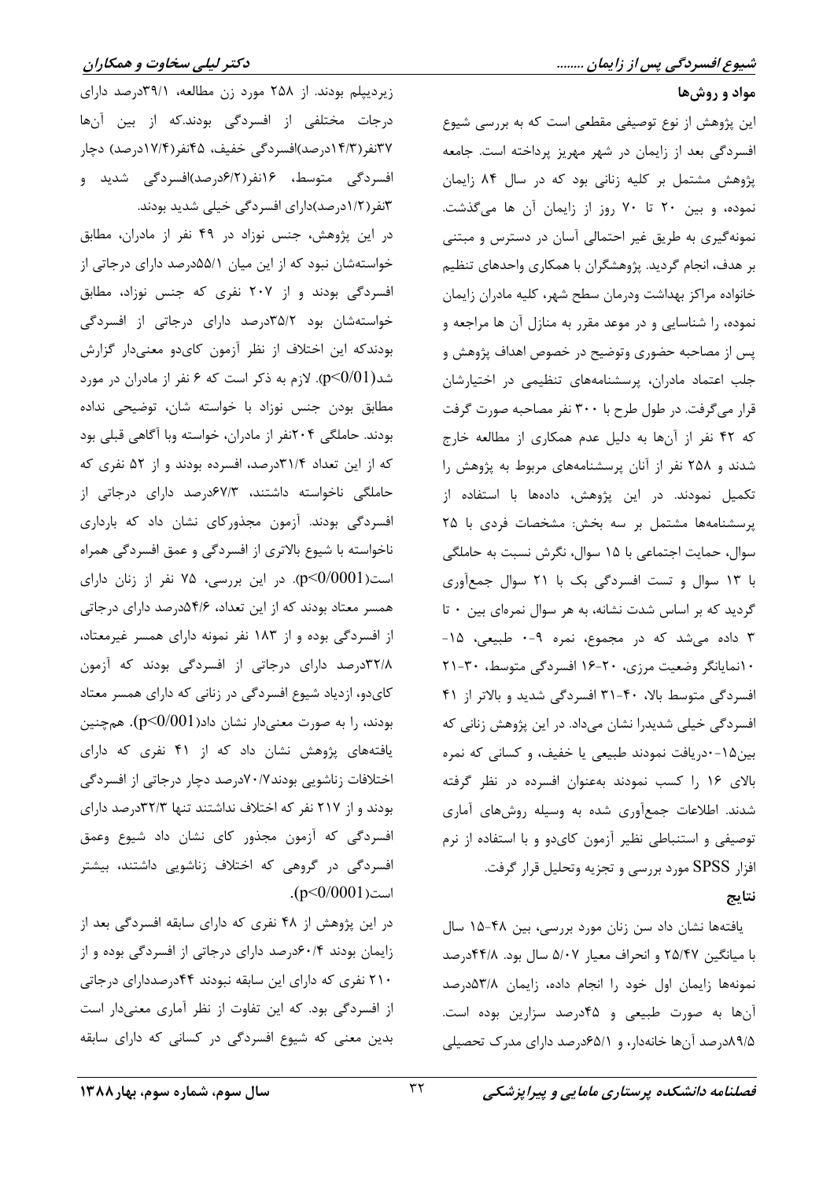## مواد و روش‌ها

این پژوهش از نوع توصیفی مقطعی است که به بررسی شیوع افسردگی بعد از زایمان در شهر مهریز پرداخته است. جامعه پژوهش مشتمل بر کلیه زنانی بود که در سال ۸۴ زایمان نموده، و بین ۲۰ تا ۷۰ روز از زایمان آن ها می‌گذشت. نمونه‌گیری به طریق غیر احتمالی آسان در دسترس و مبتنی بر هدف، انجام گردید. پژوهشگران با همکاری واحدهای تنظیم خانواده مراکز بهداشت ودرمان سطح شهر، کلیه مادران زایمان نموده، را شناسایی و در موعد مقرر به منازل آن ها مراجعه و پس از مصاحبه حضوری وتوضیح در خصوص اهداف پژوهش و جلب اعتماد مادران، پرسشنامه‌های تنظیمی در اختیارشان قرار می‌گرفت. در طول طرح با ۳۰۰ نفر مصاحبه صورت گرفت که ۴۲ نفر از آن‌ها به دلیل عدم همکاری از مطالعه خارج شدند و ۲۵۸ نفر از آنان پرسشنامه‌های مربوط به پژوهش را تکمیل نمودند. در این پژوهش، داده‌ها با استفاده از پرسشنامه‌ها مشتمل بر سه بخش: مشخصات فردی با ۲۵ سوال، حمایت اجتماعی با ۱۵ سوال، نگرش نسبت به حاملگی با ۱۳ سوال و تست افسردگی بک با ۲۱ سوال جمع‌آوری گردید که بر اساس شدت نشانه، به هر سوال نمره‌ای بین ۰ تا ۳ داده می‌شد که در مجموع، نمره ۹-۰ طبیعی، ۱۵-۱۰نمایانگر وضعیت مرزی، ۲۰-۱۶ افسردگی متوسط، ۳۰-۲۱ افسردگی متوسط بالا، ۴۰-۳۱ افسردگی شدید و بالاتر از ۴۱ افسردگی خیلی شدیدرا نشان می‌داد. در این پژوهش زنانی که بین۱۵-۰دریافت نمودند طبیعی یا خفیف، و کسانی که نمره بالای ۱۶ را کسب نمودند به‌عنوان افسرده در نظر گرفته شدند. اطلاعات جمع‌آوری شده به وسیله روش‌های آماری توصیفی و استنباطی نظیر آزمون کای‌دو و با استفاده از نرم افزار SPSS مورد بررسی و تجزیه وتحلیل قرار گرفت.

## نتایج

یافته‌ها نشان داد سن زنان مورد بررسی، بین ۴۸-۱۵ سال با میانگین ۲۵/۴۷ و انحراف معیار ۵/۰۷ سال بود. ۴۴/۸درصد نمونه‌ها زایمان اول خود را انجام داده، زایمان ۵۳/۸درصد آن‌ها به صورت طبیعی و ۴۵درصد سزارین بوده است. ۸۹/۵درصد آن‌ها خانه‌دار، و ۶۵/۱درصد دارای مدرک تحصیلی زیردیپلم بودند. از ۲۵۸ مورد زن مطالعه، ۳۹/۱درصد دارای درجات مختلفی از افسردگی بودند.که از بین آن‌ها ۳۷نفر(۱۴/۳درصد)افسردگی خفیف، ۴۵نفر(۱۷/۴درصد) دچار افسردگی متوسط، ۱۶نفر(۶/۲درصد)افسردگی شدید و ۳نفر(۱/۲درصد)دارای افسردگی خیلی شدید بودند.

در این پژوهش، جنس نوزاد در ۴۹ نفر از مادران، مطابق خواسته‌شان نبود که از این میان ۵۵/۱درصد دارای درجاتی از افسردگی بودند و از ۲۰۷ نفری که جنس نوزاد، مطابق خواسته‌شان بود ۳۵/۲درصد دارای درجاتی از افسردگی بودندکه این اختلاف از نظر آزمون کای‌دو معنی‌دار گزارش شد($p<0/01$). لازم به ذکر است که ۶ نفر از مادران در مورد مطابق بودن جنس نوزاد با خواسته شان، توضیحی نداده بودند. حاملگی ۲۰۴نفر از مادران، خواسته وبا آگاهی قبلی بود که از این تعداد ۳۱/۴درصد، افسرده بودند و از ۵۲ نفری که حاملگی ناخواسته داشتند، ۶۷/۳درصد دارای درجاتی از افسردگی بودند. آزمون مجذورکای نشان داد که بارداری ناخواسته با شیوع بالاتری از افسردگی و عمق افسردگی همراه است($p<0/0001$). در این بررسی، ۷۵ نفر از زنان دارای همسر معتاد بودند که از این تعداد، ۵۴/۶درصد دارای درجاتی از افسردگی بوده و از ۱۸۳ نفر نمونه دارای همسر غیرمعتاد، ۳۲/۸درصد دارای درجاتی از افسردگی بودند که آزمون کای‌دو، ازدیاد شیوع افسردگی در زنانی که دارای همسر معتاد بودند، را به صورت معنی‌دار نشان داد($p<0/001$). همچنین یافته‌های پژوهش نشان داد که از ۴۱ نفری که دارای اختلافات زناشویی بودند۷۰/۷درصد دچار درجاتی از افسردگی بودند و از ۲۱۷ نفر که اختلاف نداشتند تنها ۳۲/۳درصد دارای افسردگی که آزمون مجذور کای نشان داد که شیوع وعمق افسردگی در گروهی که اختلاف زناشویی داشتند، بیشتر است($p<0/0001$).

در این پژوهش از ۴۸ نفری که دارای سابقه افسردگی بعد از زایمان بودند ۶۰/۴درصد دارای درجاتی از افسردگی بوده و از ۲۱۰ نفری که دارای این سابقه نبودند ۴۴درصددارای درجاتی از افسردگی بود. که این تفاوت از نظر آماری معنی‌دار است بدین معنی که شیوع افسردگی در کسانی که دارای سابقه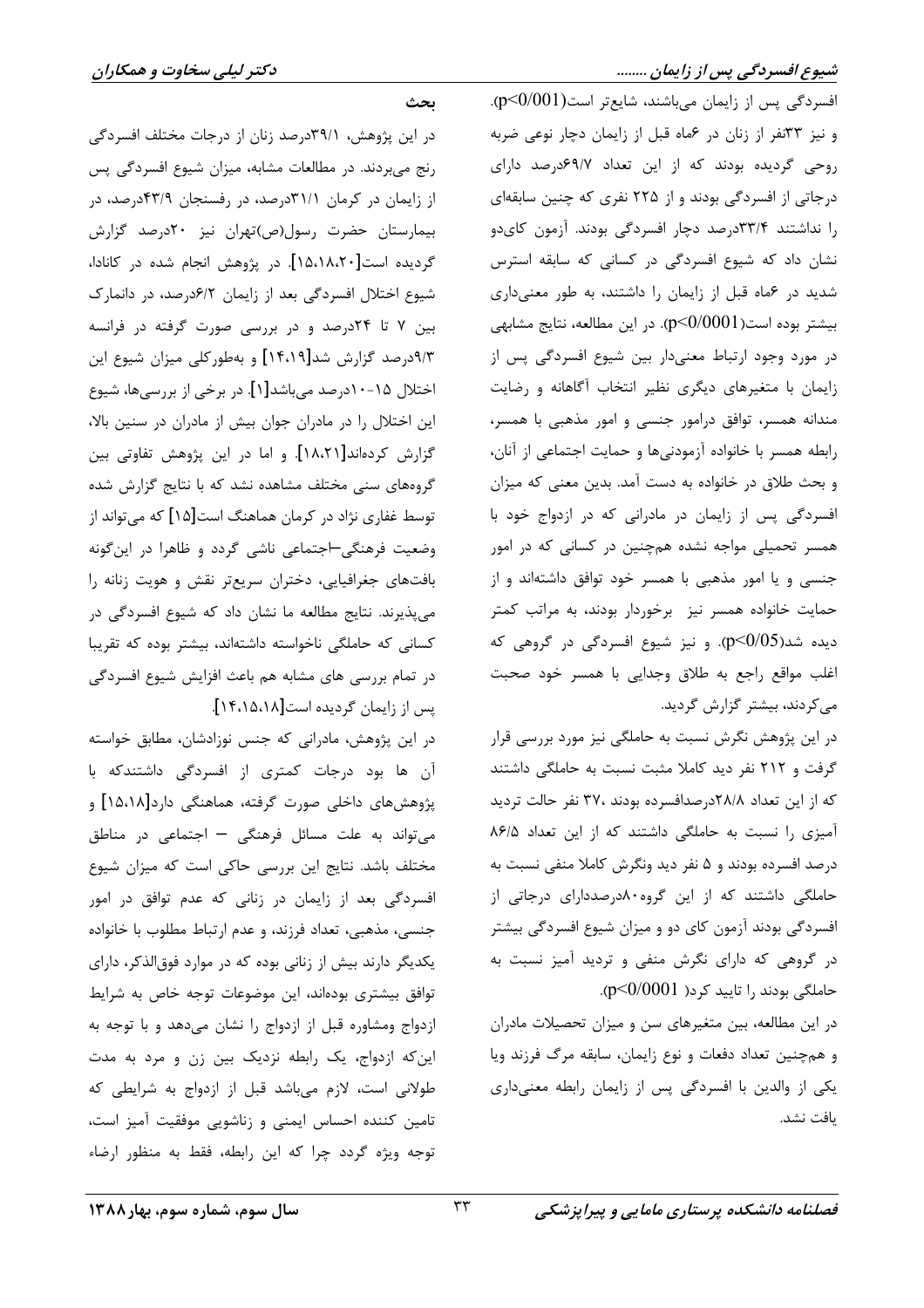افسردگی پس از زایمان می‌باشند، شایع‌تر است($p<0/001$). و نیز ۳۳نفر از زنان در ۶ماه قبل از زایمان دچار نوعی ضربه روحی گردیده بودند که از این تعداد ۶۹/۷درصد دارای درجاتی از افسردگی بودند و از ۲۲۵ نفری که چنین سابقه‌ای را نداشتند ۳۳/۴درصد دچار افسردگی بودند. آزمون کای‌دو نشان داد که شیوع افسردگی در کسانی که سابقه استرس شدید در ۶ماه قبل از زایمان را داشتند، به طور معنی‌داری بیشتر بوده است($p<0/0001$). در این مطالعه، نتایج مشابهی در مورد وجود ارتباط معنی‌دار بین شیوع افسردگی پس از زایمان با متغیرهای دیگری نظیر انتخاب آگاهانه و رضایت مندانه همسر، توافق درامور جنسی و امور مذهبی با همسر، رابطه همسر با خانواده آزمودنی‌ها و حمایت اجتماعی از آنان، و بحث طلاق در خانواده به دست آمد. بدین معنی که میزان افسردگی پس از زایمان در مادرانی که در ازدواج خود با همسر تحمیلی مواجه نشده هم‌چنین در کسانی که در امور جنسی و یا امور مذهبی با همسر خود توافق داشته‌اند و از حمایت خانواده همسر نیز برخوردار بودند، به مراتب کمتر دیده شد($p<0/05$). و نیز شیوع افسردگی در گروهی که اغلب مواقع راجع به طلاق وجدایی با همسر خود صحبت می‌کردند، بیشتر گزارش گردید.

در این پژوهش نگرش نسبت به حاملگی نیز مورد بررسی قرار گرفت و ۲۱۲ نفر دید کاملا مثبت نسبت به حاملگی داشتند که از این تعداد ۲۸/۸درصدافسرده بودند ،۳۷ نفر حالت تردید آمیزی را نسبت به حاملگی داشتند که از این تعداد ۸۶/۵ درصد افسرده بودند و ۵ نفر دید ونگرش کاملا منفی نسبت به حاملگی داشتند که از این گروه۸۰درصددارای درجاتی از افسردگی بودند آزمون کای دو و میزان شیوع افسردگی بیشتر در گروهی که دارای نگرش منفی و تردید آمیز نسبت به حاملگی بودند را تایید کرد( $p<0/0001$).

در این مطالعه، بین متغیرهای سن و میزان تحصیلات مادران و هم‌چنین تعداد دفعات و نوع زایمان، سابقه مرگ فرزند ویا یکی از والدین با افسردگی پس از زایمان رابطه معنی‌داری یافت نشد.

## بحث

در این پژوهش، ۳۹/۱درصد زنان از درجات مختلف افسردگی رنج می‌بردند. در مطالعات مشابه، میزان شیوع افسردگی پس از زایمان در کرمان ۳۱/۱درصد، در رفسنجان ۴۳/۹درصد، در بیمارستان حضرت رسول(ص)تهران نیز ۲۰درصد گزارش گردیده است[۱۵،۱۸،۲۰]. در پژوهش انجام شده در کانادا، شیوع اختلال افسردگی بعد از زایمان ۶/۲درصد، در دانمارک بین ۷ تا ۲۴درصد و در بررسی صورت گرفته در فرانسه ۹/۳درصد گزارش شد[۱۴،۱۹] و به‌طورکلی میزان شیوع این اختلال ۱۵-۱۰درصد می‌باشد[۱]. در برخی از بررسی‌ها، شیوع این اختلال را در مادران جوان بیش از مادران در سنین بالا، گزارش کرده‌اند[۱۸،۲۱]. و اما در این پژوهش تفاوتی بین گروه‌های سنی مختلف مشاهده نشد که با نتایج گزارش شده توسط غفاری نژاد در کرمان هماهنگ است[۱۵] که می‌تواند از وضعیت فرهنگی–اجتماعی ناشی گردد و ظاهرا در این‌گونه بافت‌های جغرافیایی، دختران سریع‌تر نقش و هویت زنانه را می‌پذیرند. نتایج مطالعه ما نشان داد که شیوع افسردگی در کسانی که حاملگی ناخواسته داشته‌اند، بیشتر بوده که تقریبا در تمام بررسی های مشابه هم باعث افزایش شیوع افسردگی پس از زایمان گردیده است[۱۴،۱۵،۱۸].

در این پژوهش، مادرانی که جنس نوزادشان، مطابق خواسته آن ها بود درجات کمتری از افسردگی داشتندکه با پژوهش‌های داخلی صورت گرفته، هماهنگی دارد[۱۵،۱۸] و می‌تواند به علت مسائل فرهنگی – اجتماعی در مناطق مختلف باشد. نتایج این بررسی حاکی است که میزان شیوع افسردگی بعد از زایمان در زنانی که عدم توافق در امور جنسی، مذهبی، تعداد فرزند، و عدم ارتباط مطلوب با خانواده یکدیگر دارند بیش از زنانی بوده که در موارد فوق‌الذکر، دارای توافق بیشتری بوده‌اند، این موضوعات توجه خاص به شرایط ازدواج ومشاوره قبل از ازدواج را نشان می‌دهد و با توجه به این‌که ازدواج، یک رابطه نزدیک بین زن و مرد به مدت طولانی است، لازم می‌باشد قبل از ازدواج به شرایطی که تامین کننده احساس ایمنی و زناشویی موفقیت آمیز است، توجه ویژه گردد چرا که این رابطه، فقط به منظور ارضاء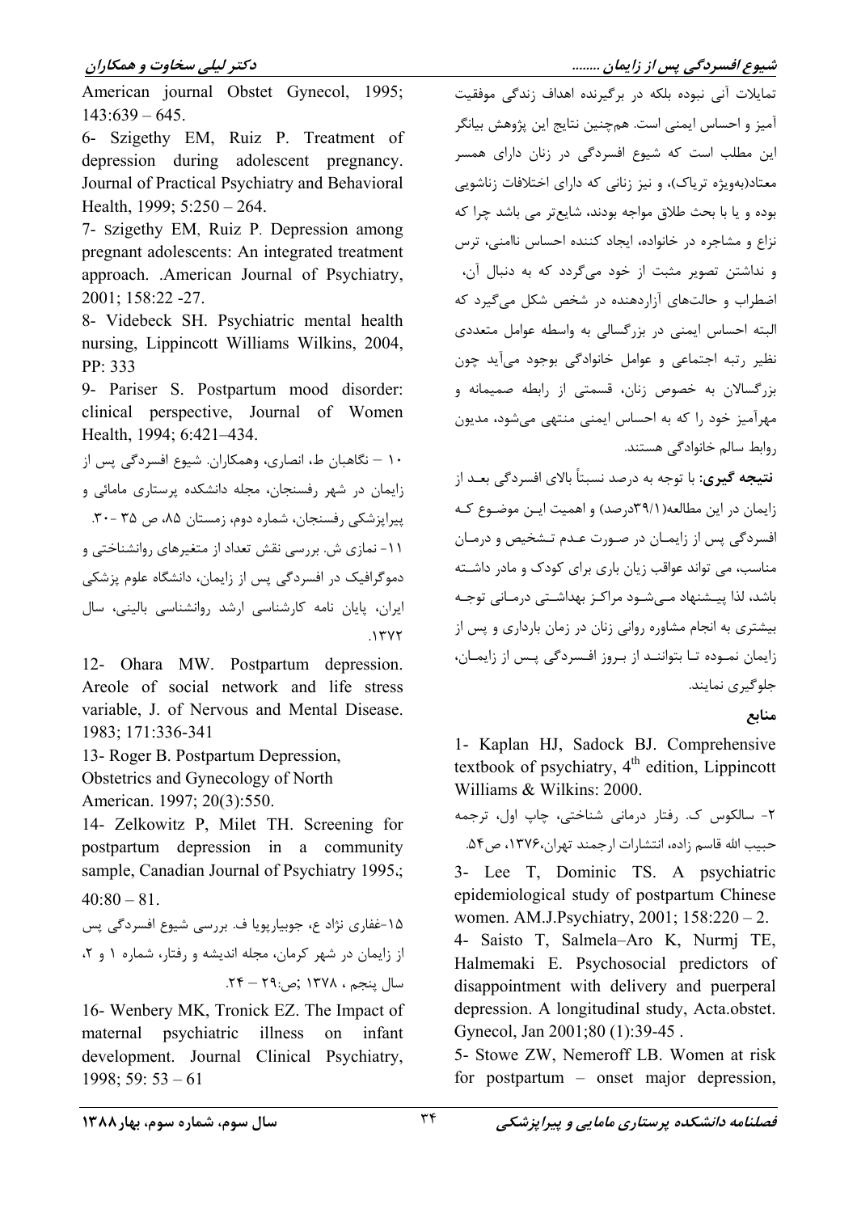تمایلات آنی نبوده بلکه در برگیرنده اهداف زندگی موفقیت آمیز و احساس ایمنی است. همچنین نتایج این پژوهش بیانگر این مطلب است که شیوع افسردگی در زنان دارای همسر معتاد(بویژه تریاک)، و نیز زنانی که دارای اختلافات زناشویی بوده و یا با بحث طلاق مواجه بودند، شایعتر می باشد چرا که نزاع و مشاجره در خانواده، ایجاد کننده احساس ناامنی، ترس و نداشتن تصویر مثبت از خود می‌گردد که به دنبال آن، اضطراب و حالت‌های آزاردهنده در شخص شکل می‌گیرد که البته احساس ایمنی در بزرگسالی به واسطه عوامل متعددی نظیر رتبه اجتماعی و عوامل خانوادگی بوجود می‌آید چون بزرگسالان به خصوص زنان، قسمتی از رابطه صمیمانه و مهرآمیز خود را که به احساس ایمنی منتهی می‌شود، مدیون روابط سالم خانوادگی هستند.

**نتیجه گیری:** با توجه به درصد نسبتاً بالای افسردگی بعد از زایمان در این مطالعه(۳۹/۱درصد) و اهمیت این موضوع که افسردگی پس از زایمان در صورت عدم تشخیص و درمان مناسب، می تواند عواقب زیان باری برای کودک و مادر داشته باشد، لذا پیشنهاد می‌شود مراکز بهداشتی درمانی توجه بیشتری به انجام مشاوره روانی زنان در زمان بارداری و پس از زایمان نموده تا بتوانند از بروز افسردگی پس از زایمان، جلوگیری نمایند.

## منابع

1- Kaplan HJ, Sadock BJ. Comprehensive textbook of psychiatry, 4th edition, Lippincott Williams & Wilkins: 2000.

۲- سالکوس ک. رفتار درمانی شناختی، چاپ اول، ترجمه حبیب الله قاسم زاده، انتشارات ارجمند تهران،۱۳۷۶، ص۵۴.

3- Lee T, Dominic TS. A psychiatric epidemiological study of postpartum Chinese women. AM.J.Psychiatry, 2001; 158:220 – 2.

4- Saisto T, Salmela–Aro K, Nurmj TE, Halmemaki E. Psychosocial predictors of disappointment with delivery and puerperal depression. A longitudinal study, Acta.obstet. Gynecol, Jan 2001;80 (1):39-45 .

5- Stowe ZW, Nemeroff LB. Women at risk for postpartum – onset major depression, American journal Obstet Gynecol, 1995; 143:639 – 645.

6- Szigethy EM, Ruiz P. Treatment of depression during adolescent pregnancy. Journal of Practical Psychiatry and Behavioral Health, 1999; 5:250 – 264.

7- Szigethy EM, Ruiz P. Depression among pregnant adolescents: An integrated treatment approach. .American Journal of Psychiatry, 2001; 158:22 -27.

8- Videbeck SH. Psychiatric mental health nursing, Lippincott Williams Wilkins, 2004, PP: 333

9- Pariser S. Postpartum mood disorder: clinical perspective, Journal of Women Health, 1994; 6:421–434.

۱۰ – نگاهبان ط، انصاری، وهمکاران. شیوع افسردگی پس از زایمان در شهر رفسنجان، مجله دانشکده پرستاری مامائی و پیراپزشکی رفسنجان، شماره دوم، زمستان ۸۵، ص ۳۵ -۳۰.

۱۱- نمازی ش. بررسی نقش تعداد از متغیرهای روانشناختی و دموگرافیک در افسردگی پس از زایمان، دانشگاه علوم پزشکی ایران، پایان نامه کارشناسی ارشد روانشناسی بالینی، سال ۱۳۷۲.

12- Ohara MW. Postpartum depression. Areole of social network and life stress variable, J. of Nervous and Mental Disease. 1983; 171:336-341

13- Roger B. Postpartum Depression, Obstetrics and Gynecology of North American. 1997; 20(3):550.

14- Zelkowitz P, Milet TH. Screening for postpartum depression in a community sample, Canadian Journal of Psychiatry 1995,; 40:80 – 81.

۱۵-غفاری نژاد ع، جوبیارپویا ف. بررسی شیوع افسردگی پس از زایمان در شهر کرمان، مجله اندیشه و رفتار، شماره ۱ و ۲، سال پنجم ، ۱۳۷۸ ;ص:۲۹ – ۲۴.

16- Wenbery MK, Tronick EZ. The Impact of maternal psychiatric illness on infant development. Journal Clinical Psychiatry, 1998; 59: 53 – 61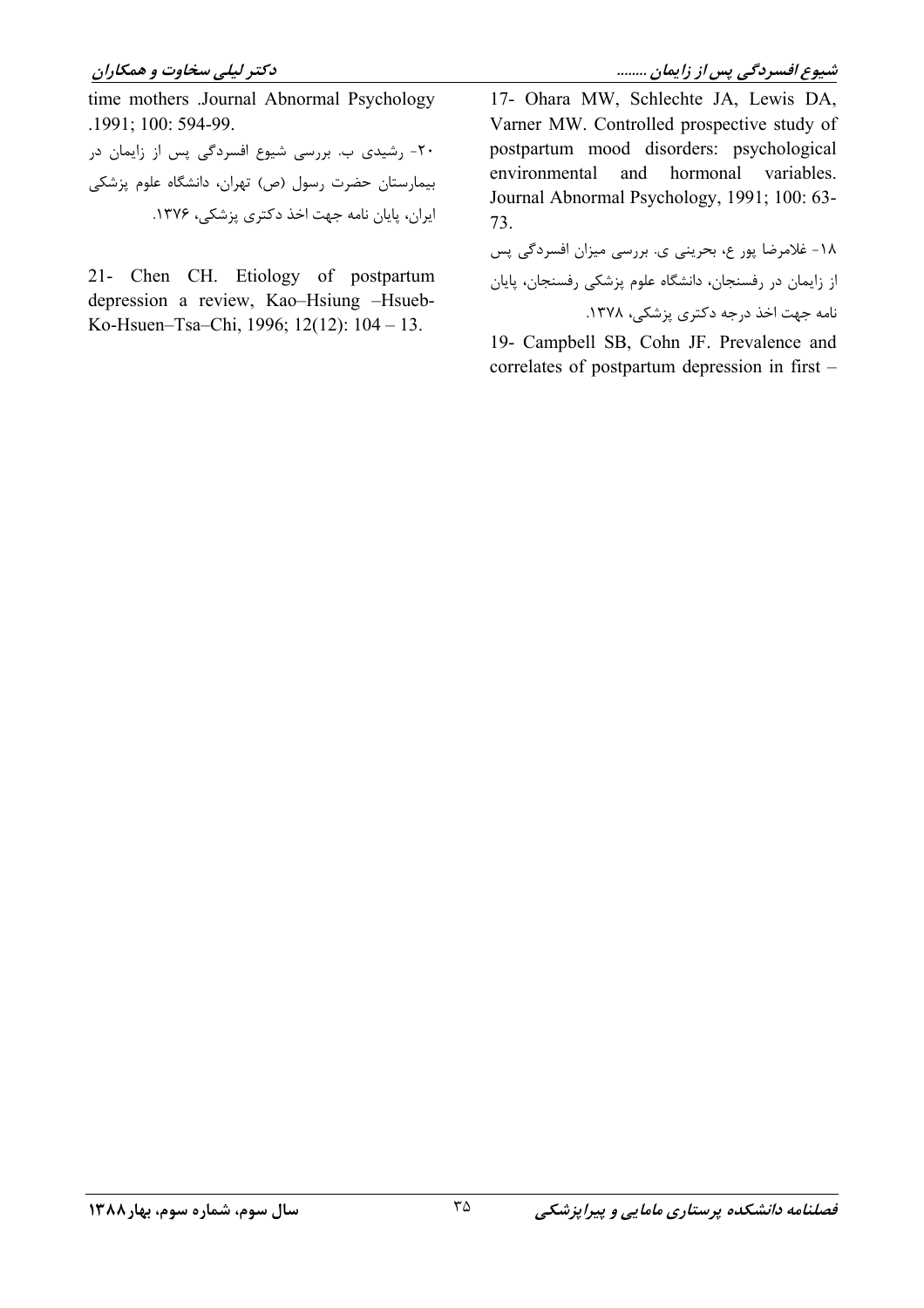17- Ohara MW, Schlechte JA, Lewis DA, Varner MW. Controlled prospective study of postpartum mood disorders: psychological environmental and hormonal variables. Journal Abnormal Psychology, 1991; 100: 63-73.

۱۸- غلامرضا پور ع، بحرینی ی. بررسی میزان افسردگی پس از زایمان در رفسنجان، دانشگاه علوم پزشکی رفسنجان، پایان نامه جهت اخذ درجه دکتری پزشکی، ۱۳۷۸.

19- Campbell SB, Cohn JF. Prevalence and correlates of postpartum depression in first – time mothers .Journal Abnormal Psychology .1991; 100: 594-99.

۲۰- رشیدی ب. بررسی شیوع افسردگی پس از زایمان در بیمارستان حضرت رسول (ص) تهران، دانشگاه علوم پزشکی ایران، پایان نامه جهت اخذ دکتری پزشکی، ۱۳۷۶.

21- Chen CH. Etiology of postpartum depression a review, Kao–Hsiung –Hsueb-Ko-Hsuen–Tsa–Chi, 1996; 12(12): 104 – 13.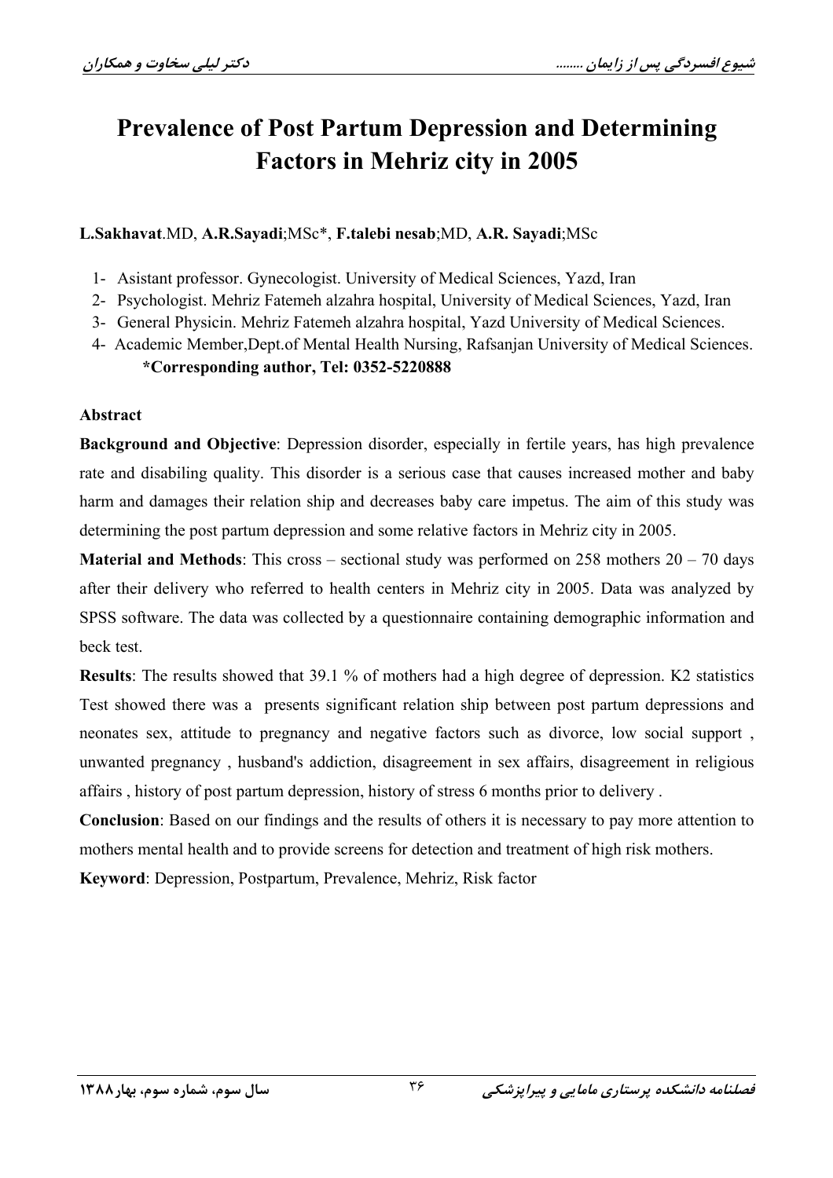# Prevalence of Post Partum Depression and Determining Factors in Mehriz city in 2005

**L.Sakhavat**.MD, **A.R.Sayadi**;MSc*, **F.talebi nesab**;MD, **A.R. Sayadi**;MSc

1- Asistant professor. Gynecologist. University of Medical Sciences, Yazd, Iran
2- Psychologist. Mehriz Fatemeh alzahra hospital, University of Medical Sciences, Yazd, Iran
3- General Physicin. Mehriz Fatemeh alzahra hospital, Yazd University of Medical Sciences.
4- Academic Member,Dept.of Mental Health Nursing, Rafsanjan University of Medical Sciences.

**\*Corresponding author, Tel: 0352-5220888**

## Abstract

**Background and Objective**: Depression disorder, especially in fertile years, has high prevalence rate and disabiling quality. This disorder is a serious case that causes increased mother and baby harm and damages their relation ship and decreases baby care impetus. The aim of this study was determining the post partum depression and some relative factors in Mehriz city in 2005.

**Material and Methods**: This cross – sectional study was performed on 258 mothers 20 – 70 days after their delivery who referred to health centers in Mehriz city in 2005. Data was analyzed by SPSS software. The data was collected by a questionnaire containing demographic information and beck test.

**Results**: The results showed that 39.1 % of mothers had a high degree of depression. K2 statistics Test showed there was a presents significant relation ship between post partum depressions and neonates sex, attitude to pregnancy and negative factors such as divorce, low social support , unwanted pregnancy , husband's addiction, disagreement in sex affairs, disagreement in religious affairs , history of post partum depression, history of stress 6 months prior to delivery .

**Conclusion**: Based on our findings and the results of others it is necessary to pay more attention to mothers mental health and to provide screens for detection and treatment of high risk mothers.

**Keyword**: Depression, Postpartum, Prevalence, Mehriz, Risk factor